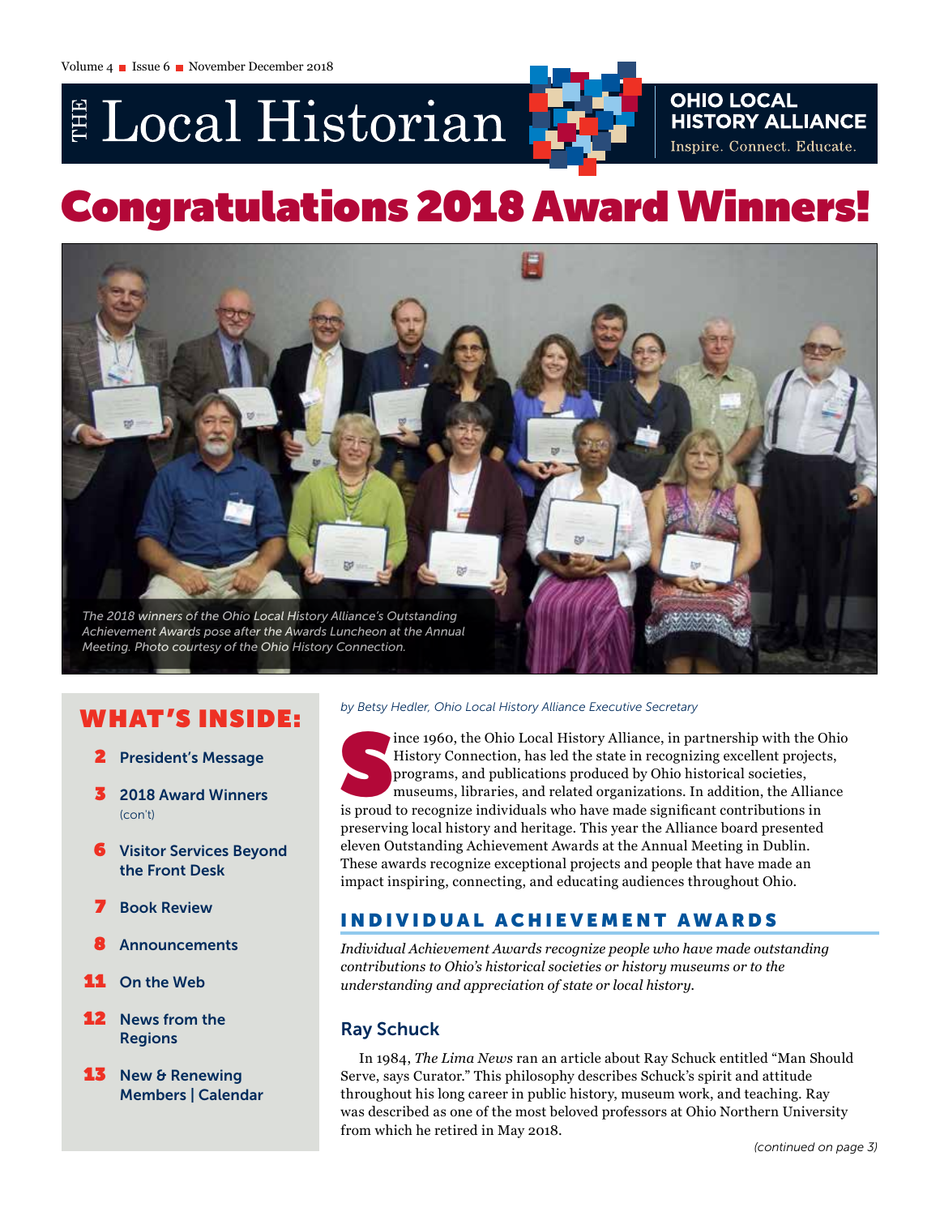# THE Local Historian

**OHIO LOCAL HISTORY ALLIANCE**
Inspire. Connect. Educate.

# Congratulations 2018 Award Winners!

*The 2018 winners of the Ohio Local History Alliance's Outstanding Achievement Awards pose after the Awards Luncheon at the Annual Meeting. Photo courtesy of the Ohio History Connection.*

## WHAT'S INSIDE:

- **2** President's Message
- **3** 2018 Award Winners (con't)
- **6** Visitor Services Beyond the Front Desk
- **7** Book Review
- **8** Announcements
- **11** On the Web
- **12** News from the Regions
- **13** New & Renewing Members | Calendar

*by Betsy Hedler, Ohio Local History Alliance Executive Secretary*

Since 1960, the Ohio Local History Alliance, in partnership with the Ohio History Connection, has led the state in recognizing excellent projects, programs, and publications produced by Ohio historical societies, museums, libraries, and related organizations. In addition, the Alliance is proud to recognize individuals who have made significant contributions in preserving local history and heritage. This year the Alliance board presented eleven Outstanding Achievement Awards at the Annual Meeting in Dublin. These awards recognize exceptional projects and people that have made an impact inspiring, connecting, and educating audiences throughout Ohio.

## INDIVIDUAL ACHIEVEMENT AWARDS

*Individual Achievement Awards recognize people who have made outstanding contributions to Ohio's historical societies or history museums or to the understanding and appreciation of state or local history.*

### Ray Schuck

In 1984, *The Lima News* ran an article about Ray Schuck entitled "Man Should Serve, says Curator." This philosophy describes Schuck's spirit and attitude throughout his long career in public history, museum work, and teaching. Ray was described as one of the most beloved professors at Ohio Northern University from which he retired in May 2018.

*(continued on page 3)*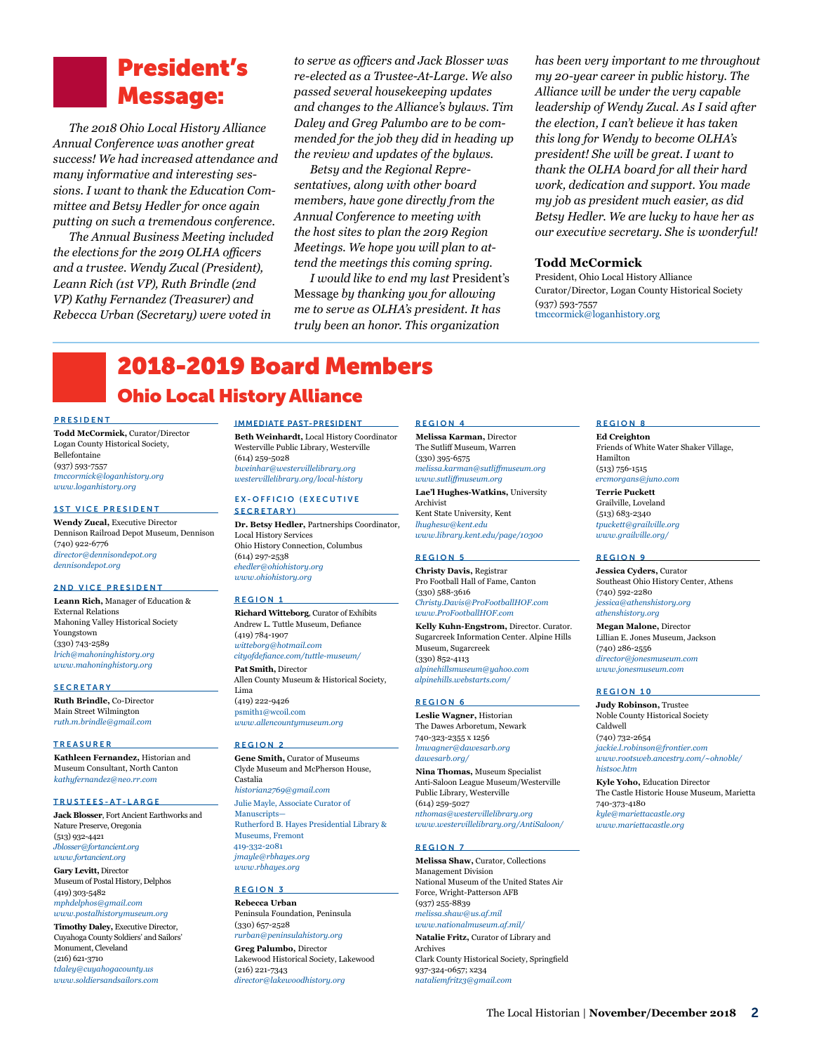# President's Message:

*The 2018 Ohio Local History Alliance Annual Conference was another great success! We had increased attendance and many informative and interesting sessions. I want to thank the Education Committee and Betsy Hedler for once again putting on such a tremendous conference.*

*The Annual Business Meeting included the elections for the 2019 OLHA officers and a trustee. Wendy Zucal (President), Leann Rich (1st VP), Ruth Brindle (2nd VP) Kathy Fernandez (Treasurer) and Rebecca Urban (Secretary) were voted in to serve as officers and Jack Blosser was re-elected as a Trustee-At-Large. We also passed several housekeeping updates and changes to the Alliance's bylaws. Tim Daley and Greg Palumbo are to be commended for the job they did in heading up the review and updates of the bylaws.*

*Betsy and the Regional Representatives, along with other board members, have gone directly from the Annual Conference to meeting with the host sites to plan the 2019 Region Meetings. We hope you will plan to attend the meetings this coming spring.*

*I would like to end my last* President's Message *by thanking you for allowing me to serve as OLHA's president. It has truly been an honor. This organization has been very important to me throughout my 20-year career in public history. The Alliance will be under the very capable leadership of Wendy Zucal. As I said after the election, I can't believe it has taken this long for Wendy to become OLHA's president! She will be great. I want to thank the OLHA board for all their hard work, dedication and support. You made my job as president much easier, as did Betsy Hedler. We are lucky to have her as our executive secretary. She is wonderful!*

**Todd McCormick**
President, Ohio Local History Alliance
Curator/Director, Logan County Historical Society
(937) 593-7557
tmccormick@loganhistory.org

# 2018-2019 Board Members

## Ohio Local History Alliance

### PRESIDENT

**Todd McCormick,** Curator/Director
Logan County Historical Society, Bellefontaine
(937) 593-7557
*tmccormick@loganhistory.org*
*www.loganhistory.org*

### 1ST VICE PRESIDENT

**Wendy Zucal,** Executive Director
Dennison Railroad Depot Museum, Dennison
(740) 922-6776
*director@dennisondepot.org*
*dennisondepot.org*

### 2ND VICE PRESIDENT

**Leann Rich,** Manager of Education & External Relations
Mahoning Valley Historical Society
Youngstown
(330) 743-2589
*lrich@mahoninghistory.org*
*www.mahoninghistory.org*

### SECRETARY

**Ruth Brindle,** Co-Director
Main Street Wilmington
*ruth.m.brindle@gmail.com*

### TREASURER

**Kathleen Fernandez,** Historian and Museum Consultant, North Canton
*kathyfernandez@neo.rr.com*

### TRUSTEES-AT-LARGE

**Jack Blosser,** Fort Ancient Earthworks and Nature Preserve, Oregonia
(513) 932-4421
*Jblosser@fortancient.org*
*www.fortancient.org*

**Gary Levitt,** Director
Museum of Postal History, Delphos
(419) 303-5482
*mphdelphos@gmail.com*
*www.postalhistorymuseum.org*

**Timothy Daley,** Executive Director, Cuyahoga County Soldiers' and Sailors' Monument, Cleveland
(216) 621-3710
*tdaley@cuyahogacounty.us*
*www.soldiersandsailors.com*

### IMMEDIATE PAST-PRESIDENT

**Beth Weinhardt,** Local History Coordinator
Westerville Public Library, Westerville
(614) 259-5028
*bweinhar@westervillelibrary.org*
*westervillelibrary.org/local-history*

### EX-OFFICIO (EXECUTIVE SECRETARY)

**Dr. Betsy Hedler,** Partnerships Coordinator, Local History Services
Ohio History Connection, Columbus
(614) 297-2538
*ehedler@ohiohistory.org*
*www.ohiohistory.org*

### REGION 1

**Richard Witteborg,** Curator of Exhibits
Andrew L. Tuttle Museum, Defiance
(419) 784-1907
*witteborg@hotmail.com*
*cityofdefiance.com/tuttle-museum/*

**Pat Smith,** Director
Allen County Museum & Historical Society, Lima
(419) 222-9426
psmith1@wcoil.com
*www.allencountymuseum.org*

### REGION 2

**Gene Smith,** Curator of Museums
Clyde Museum and McPherson House, Castalia
*historian2769@gmail.com*

Julie Mayle, Associate Curator of Manuscripts—
Rutherford B. Hayes Presidential Library & Museums, Fremont
419-332-2081
*jmayle@rbhayes.org*
*www.rbhayes.org*

### REGION 3

**Rebecca Urban**
Peninsula Foundation, Peninsula
(330) 657-2528
*rurban@peninsulahistory.org*

**Greg Palumbo,** Director
Lakewood Historical Society, Lakewood
(216) 221-7343
*director@lakewoodhistory.org*

### REGION 4

**Melissa Karman,** Director
The Sutliff Museum, Warren
(330) 395-6575
*melissa.karman@sutliffmuseum.org*
*www.sutliffmuseum.org*

**Lae'l Hughes-Watkins,** University Archivist
Kent State University, Kent
*lhughesw@kent.edu*
*www.library.kent.edu/page/10300*

### REGION 5

**Christy Davis,** Registrar
Pro Football Hall of Fame, Canton
(330) 588-3616
*Christy.Davis@ProFootballHOF.com*
*www.ProFootballHOF.com*

**Kelly Kuhn-Engstrom,** Director. Curator. Sugarcreek Information Center. Alpine Hills Museum, Sugarcreek
(330) 852-4113
*alpinehillsmuseum@yahoo.com*
*alpinehills.webstarts.com/*

### REGION 6

**Leslie Wagner,** Historian
The Dawes Arboretum, Newark
740-323-2355 x 1256
*lmwagner@dawesarb.org*
*dawesarb.org/*

**Nina Thomas,** Museum Specialist
Anti-Saloon League Museum/Westerville Public Library, Westerville
(614) 259-5027
*nthomas@westervillelibrary.org*
*www.westervillelibrary.org/AntiSaloon/*

### REGION 7

**Melissa Shaw,** Curator, Collections Management Division
National Museum of the United States Air Force, Wright-Patterson AFB
(937) 255-8839
*melissa.shaw@us.af.mil*
*www.nationalmuseum.af.mil/*

**Natalie Fritz,** Curator of Library and Archives
Clark County Historical Society, Springfield
937-324-0657; x234
*nataliemfritz3@gmail.com*

### REGION 8

**Ed Creighton**
Friends of White Water Shaker Village, Hamilton
(513) 756-1515
*ercmorgans@juno.com*

**Terrie Puckett**
Grailville, Loveland
(513) 683-2340
*tpuckett@grailville.org*
*www.grailville.org/*

### REGION 9

**Jessica Cyders,** Curator
Southeast Ohio History Center, Athens
(740) 592-2280
*jessica@athenshistory.org*
*athenshistory.org*

**Megan Malone,** Director
Lillian E. Jones Museum, Jackson
(740) 286-2556
*director@jonesmuseum.com*
*www.jonesmuseum.com*

### REGION 10

**Judy Robinson,** Trustee
Noble County Historical Society
Caldwell
(740) 732-2654
*jackie.l.robinson@frontier.com*
*www.rootsweb.ancestry.com/~ohnoble/histsoc.htm*

**Kyle Yoho,** Education Director
The Castle Historic House Museum, Marietta
740-373-4180
*kyle@mariettacastle.org*
*www.mariettacastle.org*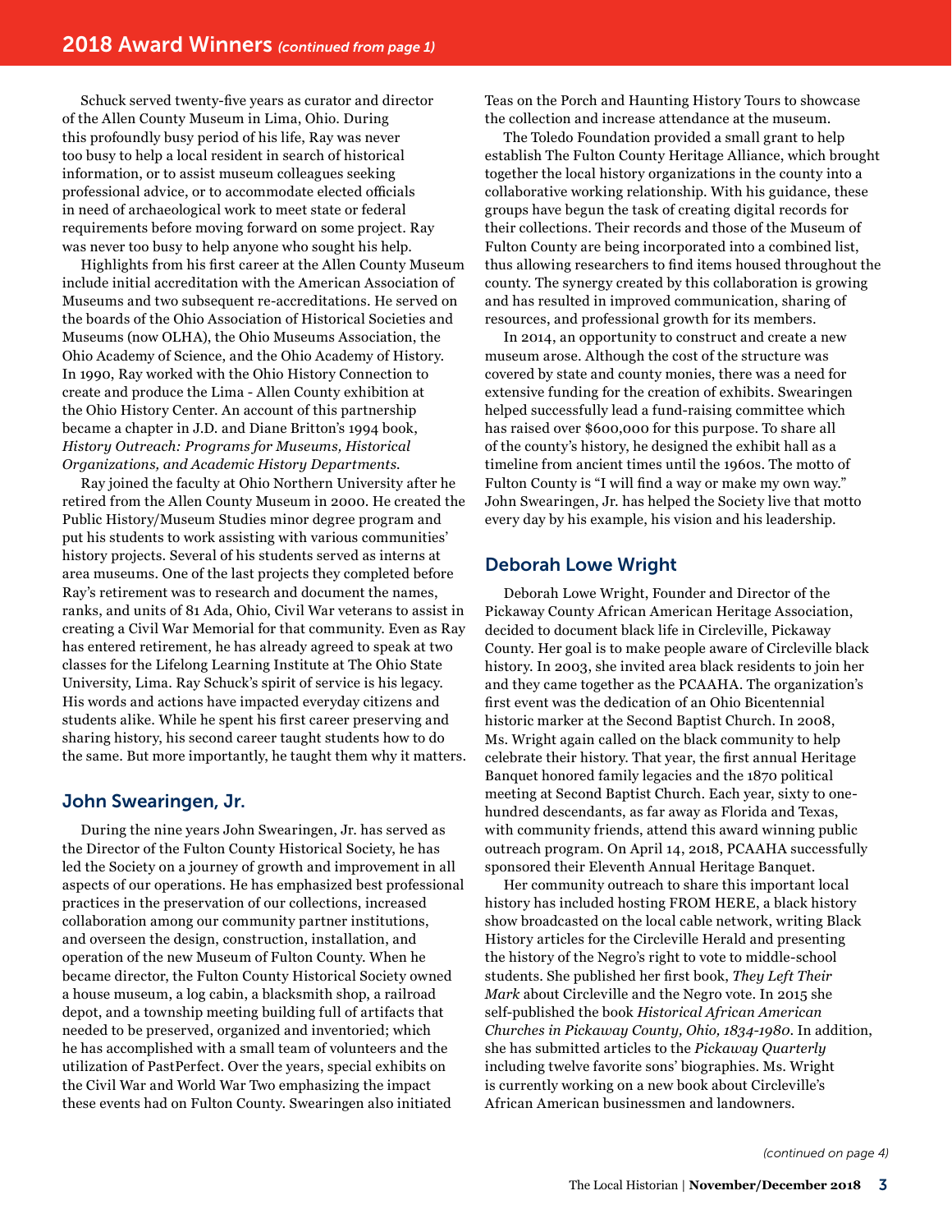## 2018 Award Winners *(continued from page 1)*

Schuck served twenty-five years as curator and director of the Allen County Museum in Lima, Ohio. During this profoundly busy period of his life, Ray was never too busy to help a local resident in search of historical information, or to assist museum colleagues seeking professional advice, or to accommodate elected officials in need of archaeological work to meet state or federal requirements before moving forward on some project. Ray was never too busy to help anyone who sought his help.

Highlights from his first career at the Allen County Museum include initial accreditation with the American Association of Museums and two subsequent re-accreditations. He served on the boards of the Ohio Association of Historical Societies and Museums (now OLHA), the Ohio Museums Association, the Ohio Academy of Science, and the Ohio Academy of History. In 1990, Ray worked with the Ohio History Connection to create and produce the Lima - Allen County exhibition at the Ohio History Center. An account of this partnership became a chapter in J.D. and Diane Britton's 1994 book, *History Outreach: Programs for Museums, Historical Organizations, and Academic History Departments.*

Ray joined the faculty at Ohio Northern University after he retired from the Allen County Museum in 2000. He created the Public History/Museum Studies minor degree program and put his students to work assisting with various communities' history projects. Several of his students served as interns at area museums. One of the last projects they completed before Ray's retirement was to research and document the names, ranks, and units of 81 Ada, Ohio, Civil War veterans to assist in creating a Civil War Memorial for that community. Even as Ray has entered retirement, he has already agreed to speak at two classes for the Lifelong Learning Institute at The Ohio State University, Lima. Ray Schuck's spirit of service is his legacy. His words and actions have impacted everyday citizens and students alike. While he spent his first career preserving and sharing history, his second career taught students how to do the same. But more importantly, he taught them why it matters.

### John Swearingen, Jr.

During the nine years John Swearingen, Jr. has served as the Director of the Fulton County Historical Society, he has led the Society on a journey of growth and improvement in all aspects of our operations. He has emphasized best professional practices in the preservation of our collections, increased collaboration among our community partner institutions, and overseen the design, construction, installation, and operation of the new Museum of Fulton County. When he became director, the Fulton County Historical Society owned a house museum, a log cabin, a blacksmith shop, a railroad depot, and a township meeting building full of artifacts that needed to be preserved, organized and inventoried; which he has accomplished with a small team of volunteers and the utilization of PastPerfect. Over the years, special exhibits on the Civil War and World War Two emphasizing the impact these events had on Fulton County. Swearingen also initiated Teas on the Porch and Haunting History Tours to showcase the collection and increase attendance at the museum.

The Toledo Foundation provided a small grant to help establish The Fulton County Heritage Alliance, which brought together the local history organizations in the county into a collaborative working relationship. With his guidance, these groups have begun the task of creating digital records for their collections. Their records and those of the Museum of Fulton County are being incorporated into a combined list, thus allowing researchers to find items housed throughout the county. The synergy created by this collaboration is growing and has resulted in improved communication, sharing of resources, and professional growth for its members.

In 2014, an opportunity to construct and create a new museum arose. Although the cost of the structure was covered by state and county monies, there was a need for extensive funding for the creation of exhibits. Swearingen helped successfully lead a fund-raising committee which has raised over $600,000 for this purpose. To share all of the county's history, he designed the exhibit hall as a timeline from ancient times until the 1960s. The motto of Fulton County is "I will find a way or make my own way." John Swearingen, Jr. has helped the Society live that motto every day by his example, his vision and his leadership.

### Deborah Lowe Wright

Deborah Lowe Wright, Founder and Director of the Pickaway County African American Heritage Association, decided to document black life in Circleville, Pickaway County. Her goal is to make people aware of Circleville black history. In 2003, she invited area black residents to join her and they came together as the PCAAHA. The organization's first event was the dedication of an Ohio Bicentennial historic marker at the Second Baptist Church. In 2008, Ms. Wright again called on the black community to help celebrate their history. That year, the first annual Heritage Banquet honored family legacies and the 1870 political meeting at Second Baptist Church. Each year, sixty to one-hundred descendants, as far away as Florida and Texas, with community friends, attend this award winning public outreach program. On April 14, 2018, PCAAHA successfully sponsored their Eleventh Annual Heritage Banquet.

Her community outreach to share this important local history has included hosting FROM HERE, a black history show broadcasted on the local cable network, writing Black History articles for the Circleville Herald and presenting the history of the Negro's right to vote to middle-school students. She published her first book, *They Left Their Mark* about Circleville and the Negro vote. In 2015 she self-published the book *Historical African American Churches in Pickaway County, Ohio, 1834-1980*. In addition, she has submitted articles to the *Pickaway Quarterly* including twelve favorite sons' biographies. Ms. Wright is currently working on a new book about Circleville's African American businessmen and landowners.

*(continued on page 4)*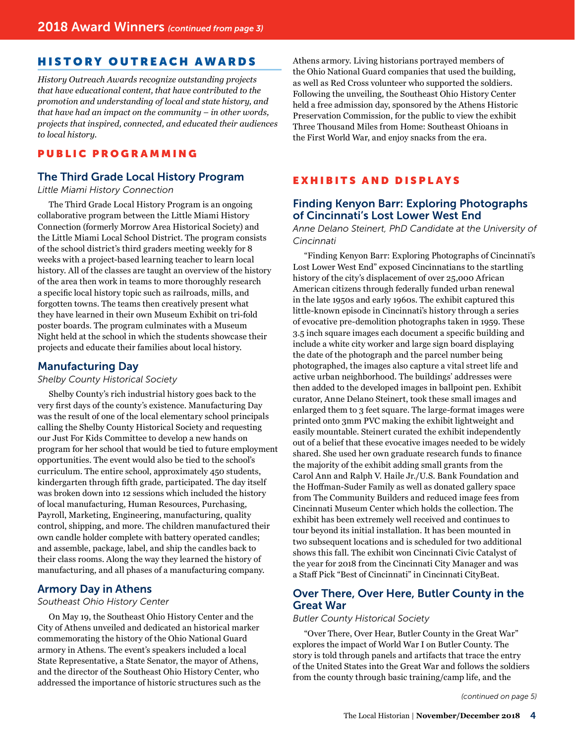## 2018 Award Winners *(continued from page 3)*

## HISTORY OUTREACH AWARDS

*History Outreach Awards recognize outstanding projects that have educational content, that have contributed to the promotion and understanding of local and state history, and that have had an impact on the community – in other words, projects that inspired, connected, and educated their audiences to local history.*

## PUBLIC PROGRAMMING

### The Third Grade Local History Program

*Little Miami History Connection*

The Third Grade Local History Program is an ongoing collaborative program between the Little Miami History Connection (formerly Morrow Area Historical Society) and the Little Miami Local School District. The program consists of the school district's third graders meeting weekly for 8 weeks with a project-based learning teacher to learn local history. All of the classes are taught an overview of the history of the area then work in teams to more thoroughly research a specific local history topic such as railroads, mills, and forgotten towns. The teams then creatively present what they have learned in their own Museum Exhibit on tri-fold poster boards. The program culminates with a Museum Night held at the school in which the students showcase their projects and educate their families about local history.

### Manufacturing Day

*Shelby County Historical Society*

Shelby County's rich industrial history goes back to the very first days of the county's existence. Manufacturing Day was the result of one of the local elementary school principals calling the Shelby County Historical Society and requesting our Just For Kids Committee to develop a new hands on program for her school that would be tied to future employment opportunities. The event would also be tied to the school's curriculum. The entire school, approximately 450 students, kindergarten through fifth grade, participated. The day itself was broken down into 12 sessions which included the history of local manufacturing, Human Resources, Purchasing, Payroll, Marketing, Engineering, manufacturing, quality control, shipping, and more. The children manufactured their own candle holder complete with battery operated candles; and assemble, package, label, and ship the candles back to their class rooms. Along the way they learned the history of manufacturing, and all phases of a manufacturing company.

### Armory Day in Athens

*Southeast Ohio History Center*

On May 19, the Southeast Ohio History Center and the City of Athens unveiled and dedicated an historical marker commemorating the history of the Ohio National Guard armory in Athens. The event's speakers included a local State Representative, a State Senator, the mayor of Athens, and the director of the Southeast Ohio History Center, who addressed the importance of historic structures such as the Athens armory. Living historians portrayed members of the Ohio National Guard companies that used the building, as well as Red Cross volunteer who supported the soldiers. Following the unveiling, the Southeast Ohio History Center held a free admission day, sponsored by the Athens Historic Preservation Commission, for the public to view the exhibit Three Thousand Miles from Home: Southeast Ohioans in the First World War, and enjoy snacks from the era.

## EXHIBITS AND DISPLAYS

### Finding Kenyon Barr: Exploring Photographs of Cincinnati's Lost Lower West End

*Anne Delano Steinert, PhD Candidate at the University of Cincinnati*

"Finding Kenyon Barr: Exploring Photographs of Cincinnati's Lost Lower West End" exposed Cincinnatians to the startling history of the city's displacement of over 25,000 African American citizens through federally funded urban renewal in the late 1950s and early 1960s. The exhibit captured this little-known episode in Cincinnati's history through a series of evocative pre-demolition photographs taken in 1959. These 3.5 inch square images each document a specific building and include a white city worker and large sign board displaying the date of the photograph and the parcel number being photographed, the images also capture a vital street life and active urban neighborhood. The buildings' addresses were then added to the developed images in ballpoint pen. Exhibit curator, Anne Delano Steinert, took these small images and enlarged them to 3 feet square. The large-format images were printed onto 3mm PVC making the exhibit lightweight and easily mountable. Steinert curated the exhibit independently out of a belief that these evocative images needed to be widely shared. She used her own graduate research funds to finance the majority of the exhibit adding small grants from the Carol Ann and Ralph V. Haile Jr./U.S. Bank Foundation and the Hoffman-Suder Family as well as donated gallery space from The Community Builders and reduced image fees from Cincinnati Museum Center which holds the collection. The exhibit has been extremely well received and continues to tour beyond its initial installation. It has been mounted in two subsequent locations and is scheduled for two additional shows this fall. The exhibit won Cincinnati Civic Catalyst of the year for 2018 from the Cincinnati City Manager and was a Staff Pick "Best of Cincinnati" in Cincinnati CityBeat.

### Over There, Over Here, Butler County in the Great War

*Butler County Historical Society*

"Over There, Over Hear, Butler County in the Great War" explores the impact of World War I on Butler County. The story is told through panels and artifacts that trace the entry of the United States into the Great War and follows the soldiers from the county through basic training/camp life, and the

*(continued on page 5)*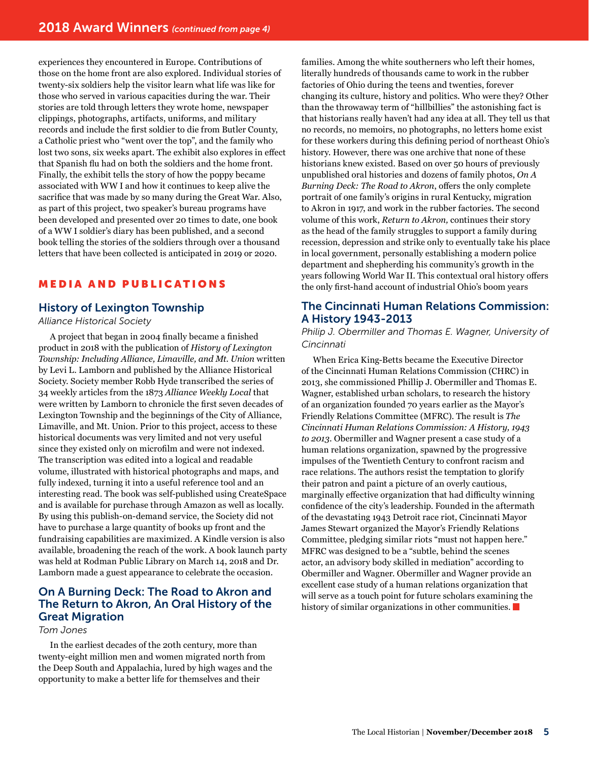experiences they encountered in Europe. Contributions of those on the home front are also explored. Individual stories of twenty-six soldiers help the visitor learn what life was like for those who served in various capacities during the war. Their stories are told through letters they wrote home, newspaper clippings, photographs, artifacts, uniforms, and military records and include the first soldier to die from Butler County, a Catholic priest who "went over the top", and the family who lost two sons, six weeks apart. The exhibit also explores in effect that Spanish flu had on both the soldiers and the home front. Finally, the exhibit tells the story of how the poppy became associated with WW I and how it continues to keep alive the sacrifice that was made by so many during the Great War. Also, as part of this project, two speaker's bureau programs have been developed and presented over 20 times to date, one book of a WW I soldier's diary has been published, and a second book telling the stories of the soldiers through over a thousand letters that have been collected is anticipated in 2019 or 2020.

## MEDIA AND PUBLICATIONS

### History of Lexington Township

*Alliance Historical Society*

A project that began in 2004 finally became a finished product in 2018 with the publication of *History of Lexington Township: Including Alliance, Limaville, and Mt. Union* written by Levi L. Lamborn and published by the Alliance Historical Society. Society member Robb Hyde transcribed the series of 34 weekly articles from the 1873 *Alliance Weekly Local* that were written by Lamborn to chronicle the first seven decades of Lexington Township and the beginnings of the City of Alliance, Limaville, and Mt. Union. Prior to this project, access to these historical documents was very limited and not very useful since they existed only on microfilm and were not indexed. The transcription was edited into a logical and readable volume, illustrated with historical photographs and maps, and fully indexed, turning it into a useful reference tool and an interesting read. The book was self-published using CreateSpace and is available for purchase through Amazon as well as locally. By using this publish-on-demand service, the Society did not have to purchase a large quantity of books up front and the fundraising capabilities are maximized. A Kindle version is also available, broadening the reach of the work. A book launch party was held at Rodman Public Library on March 14, 2018 and Dr. Lamborn made a guest appearance to celebrate the occasion.

### On A Burning Deck: The Road to Akron and The Return to Akron, An Oral History of the Great Migration

*Tom Jones*

In the earliest decades of the 20th century, more than twenty-eight million men and women migrated north from the Deep South and Appalachia, lured by high wages and the opportunity to make a better life for themselves and their families. Among the white southerners who left their homes, literally hundreds of thousands came to work in the rubber factories of Ohio during the teens and twenties, forever changing its culture, history and politics. Who were they? Other than the throwaway term of "hillbillies" the astonishing fact is that historians really haven't had any idea at all. They tell us that no records, no memoirs, no photographs, no letters home exist for these workers during this defining period of northeast Ohio's history. However, there was one archive that none of these historians knew existed. Based on over 50 hours of previously unpublished oral histories and dozens of family photos, *On A Burning Deck: The Road to Akron*, offers the only complete portrait of one family's origins in rural Kentucky, migration to Akron in 1917, and work in the rubber factories. The second volume of this work, *Return to Akron,* continues their story as the head of the family struggles to support a family during recession, depression and strike only to eventually take his place in local government, personally establishing a modern police department and shepherding his community's growth in the years following World War II. This contextual oral history offers the only first-hand account of industrial Ohio's boom years

### The Cincinnati Human Relations Commission: A History 1943-2013

*Philip J. Obermiller and Thomas E. Wagner, University of Cincinnati*

When Erica King-Betts became the Executive Director of the Cincinnati Human Relations Commission (CHRC) in 2013, she commissioned Phillip J. Obermiller and Thomas E. Wagner, established urban scholars, to research the history of an organization founded 70 years earlier as the Mayor's Friendly Relations Committee (MFRC). The result is *The Cincinnati Human Relations Commission: A History, 1943 to 2013*. Obermiller and Wagner present a case study of a human relations organization, spawned by the progressive impulses of the Twentieth Century to confront racism and race relations. The authors resist the temptation to glorify their patron and paint a picture of an overly cautious, marginally effective organization that had difficulty winning confidence of the city's leadership. Founded in the aftermath of the devastating 1943 Detroit race riot, Cincinnati Mayor James Stewart organized the Mayor's Friendly Relations Committee, pledging similar riots "must not happen here." MFRC was designed to be a "subtle, behind the scenes actor, an advisory body skilled in mediation" according to Obermiller and Wagner. Obermiller and Wagner provide an excellent case study of a human relations organization that will serve as a touch point for future scholars examining the history of similar organizations in other communities.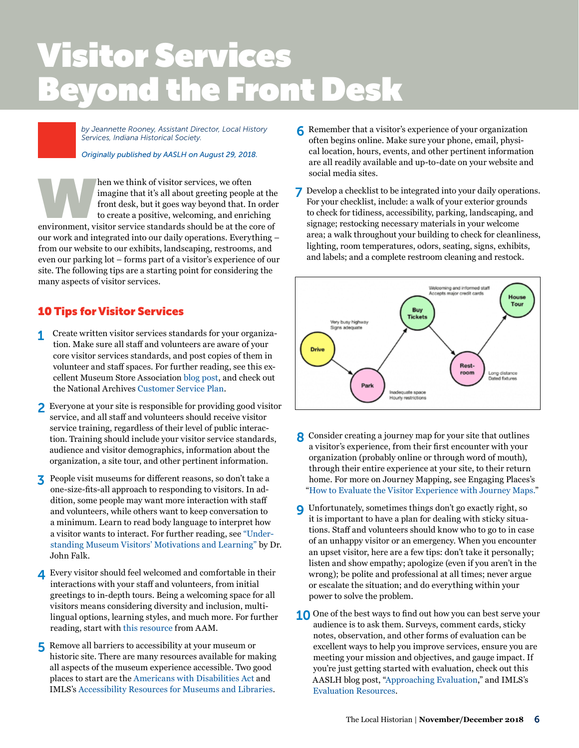# Visitor Services Beyond the Front Desk

*by Jeannette Rooney, Assistant Director, Local History Services, Indiana Historical Society.*

*Originally published by AASLH on August 29, 2018.*

When we think of visitor services, we often imagine that it's all about greeting people at the front desk, but it goes way beyond that. In order to create a positive, welcoming, and enriching environment, visitor service standards should be at the core of our work and integrated into our daily operations. Everything – from our website to our exhibits, landscaping, restrooms, and even our parking lot – forms part of a visitor's experience of our site. The following tips are a starting point for considering the many aspects of visitor services.

## 10 Tips for Visitor Services

1. Create written visitor services standards for your organization. Make sure all staff and volunteers are aware of your core visitor services standards, and post copies of them in volunteer and staff spaces. For further reading, see this excellent Museum Store Association blog post, and check out the National Archives Customer Service Plan.

2. Everyone at your site is responsible for providing good visitor service, and all staff and volunteers should receive visitor service training, regardless of their level of public interaction. Training should include your visitor service standards, audience and visitor demographics, information about the organization, a site tour, and other pertinent information.

3. People visit museums for different reasons, so don't take a one-size-fits-all approach to responding to visitors. In addition, some people may want more interaction with staff and volunteers, while others want to keep conversation to a minimum. Learn to read body language to interpret how a visitor wants to interact. For further reading, see "Understanding Museum Visitors' Motivations and Learning" by Dr. John Falk.

4. Every visitor should feel welcomed and comfortable in their interactions with your staff and volunteers, from initial greetings to in-depth tours. Being a welcoming space for all visitors means considering diversity and inclusion, multilingual options, learning styles, and much more. For further reading, start with this resource from AAM.

5. Remove all barriers to accessibility at your museum or historic site. There are many resources available for making all aspects of the museum experience accessible. Two good places to start are the Americans with Disabilities Act and IMLS's Accessibility Resources for Museums and Libraries.

6. Remember that a visitor's experience of your organization often begins online. Make sure your phone, email, physical location, hours, events, and other pertinent information are all readily available and up-to-date on your website and social media sites.

7. Develop a checklist to be integrated into your daily operations. For your checklist, include: a walk of your exterior grounds to check for tidiness, accessibility, parking, landscaping, and signage; restocking necessary materials in your welcome area; a walk throughout your building to check for cleanliness, lighting, room temperatures, odors, seating, signs, exhibits, and labels; and a complete restroom cleaning and restock.

8. Consider creating a journey map for your site that outlines a visitor's experience, from their first encounter with your organization (probably online or through word of mouth), through their entire experience at your site, to their return home. For more on Journey Mapping, see Engaging Places's "How to Evaluate the Visitor Experience with Journey Maps."

9. Unfortunately, sometimes things don't go exactly right, so it is important to have a plan for dealing with sticky situations. Staff and volunteers should know who to go to in case of an unhappy visitor or an emergency. When you encounter an upset visitor, here are a few tips: don't take it personally; listen and show empathy; apologize (even if you aren't in the wrong); be polite and professional at all times; never argue or escalate the situation; and do everything within your power to solve the problem.

10. One of the best ways to find out how you can best serve your audience is to ask them. Surveys, comment cards, sticky notes, observation, and other forms of evaluation can be excellent ways to help you improve services, ensure you are meeting your mission and objectives, and gauge impact. If you're just getting started with evaluation, check out this AASLH blog post, "Approaching Evaluation," and IMLS's Evaluation Resources.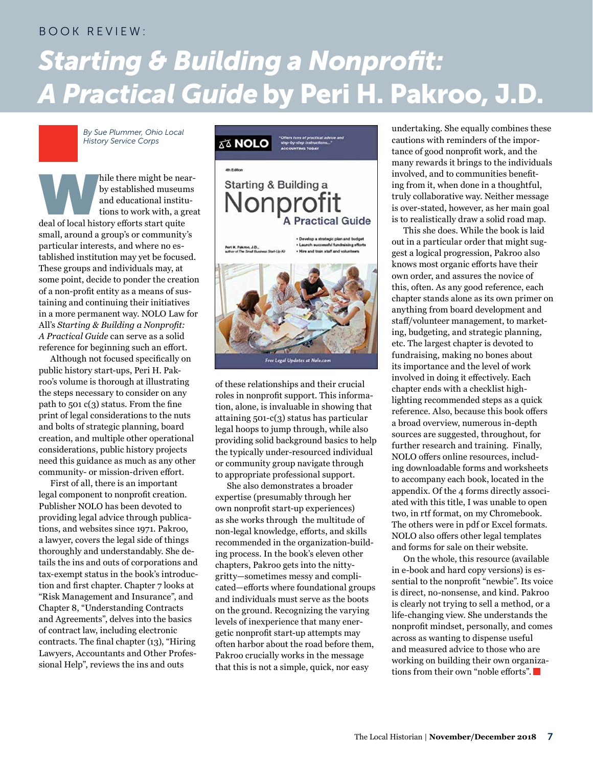BOOK REVIEW:

# *Starting & Building a Nonprofit: A Practical Guide* by Peri H. Pakroo, J.D.

*By Sue Plummer, Ohio Local History Service Corps*

While there might be nearby established museums and educational institutions to work with, a great deal of local history efforts start quite small, around a group's or community's particular interests, and where no established institution may yet be focused. These groups and individuals may, at some point, decide to ponder the creation of a non-profit entity as a means of sustaining and continuing their initiatives in a more permanent way. NOLO Law for All's *Starting & Building a Nonprofit: A Practical Guide* can serve as a solid reference for beginning such an effort.

Although not focused specifically on public history start-ups, Peri H. Pakroo's volume is thorough at illustrating the steps necessary to consider on any path to 501 c(3) status. From the fine print of legal considerations to the nuts and bolts of strategic planning, board creation, and multiple other operational considerations, public history projects need this guidance as much as any other community- or mission-driven effort.

First of all, there is an important legal component to nonprofit creation. Publisher NOLO has been devoted to providing legal advice through publications, and websites since 1971. Pakroo, a lawyer, covers the legal side of things thoroughly and understandably. She details the ins and outs of corporations and tax-exempt status in the book's introduction and first chapter. Chapter 7 looks at "Risk Management and Insurance", and Chapter 8, "Understanding Contracts and Agreements", delves into the basics of contract law, including electronic contracts. The final chapter (13), "Hiring Lawyers, Accountants and Other Professional Help", reviews the ins and outs of these relationships and their crucial roles in nonprofit support. This information, alone, is invaluable in showing that attaining 501-c(3) status has particular legal hoops to jump through, while also providing solid background basics to help the typically under-resourced individual or community group navigate through to appropriate professional support.

She also demonstrates a broader expertise (presumably through her own nonprofit start-up experiences) as she works through the multitude of non-legal knowledge, efforts, and skills recommended in the organization-building process. In the book's eleven other chapters, Pakroo gets into the nitty-gritty—sometimes messy and complicated—efforts where foundational groups and individuals must serve as the boots on the ground. Recognizing the varying levels of inexperience that many energetic nonprofit start-up attempts may often harbor about the road before them, Pakroo crucially works in the message that this is not a simple, quick, nor easy undertaking. She equally combines these cautions with reminders of the importance of good nonprofit work, and the many rewards it brings to the individuals involved, and to communities benefiting from it, when done in a thoughtful, truly collaborative way. Neither message is over-stated, however, as her main goal is to realistically draw a solid road map.

This she does. While the book is laid out in a particular order that might suggest a logical progression, Pakroo also knows most organic efforts have their own order, and assures the novice of this, often. As any good reference, each chapter stands alone as its own primer on anything from board development and staff/volunteer management, to marketing, budgeting, and strategic planning, etc. The largest chapter is devoted to fundraising, making no bones about its importance and the level of work involved in doing it effectively. Each chapter ends with a checklist highlighting recommended steps as a quick reference. Also, because this book offers a broad overview, numerous in-depth sources are suggested, throughout, for further research and training. Finally, NOLO offers online resources, including downloadable forms and worksheets to accompany each book, located in the appendix. Of the 4 forms directly associated with this title, I was unable to open two, in rtf format, on my Chromebook. The others were in pdf or Excel formats. NOLO also offers other legal templates and forms for sale on their website.

On the whole, this resource (available in e-book and hard copy versions) is essential to the nonprofit "newbie". Its voice is direct, no-nonsense, and kind. Pakroo is clearly not trying to sell a method, or a life-changing view. She understands the nonprofit mindset, personally, and comes across as wanting to dispense useful and measured advice to those who are working on building their own organizations from their own "noble efforts".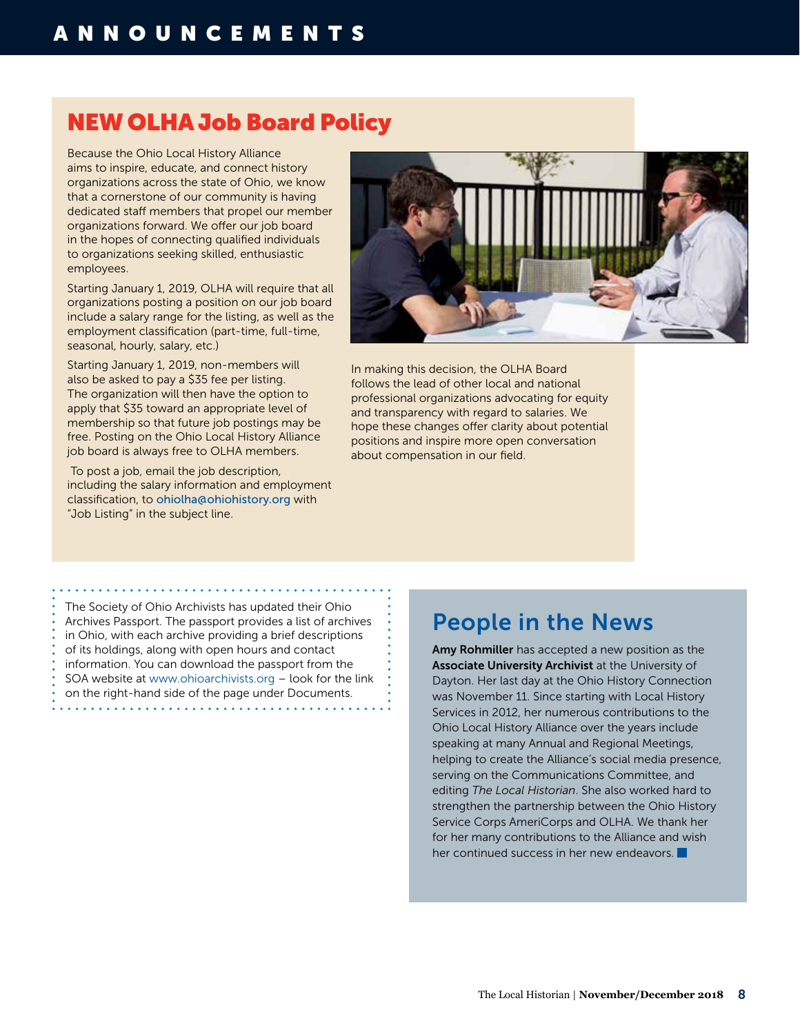# ANNOUNCEMENTS

## NEW OLHA Job Board Policy

Because the Ohio Local History Alliance aims to inspire, educate, and connect history organizations across the state of Ohio, we know that a cornerstone of our community is having dedicated staff members that propel our member organizations forward. We offer our job board in the hopes of connecting qualified individuals to organizations seeking skilled, enthusiastic employees.

Starting January 1, 2019, OLHA will require that all organizations posting a position on our job board include a salary range for the listing, as well as the employment classification (part-time, full-time, seasonal, hourly, salary, etc.)

Starting January 1, 2019, non-members will also be asked to pay a $35 fee per listing. The organization will then have the option to apply that $35 toward an appropriate level of membership so that future job postings may be free. Posting on the Ohio Local History Alliance job board is always free to OLHA members.

To post a job, email the job description, including the salary information and employment classification, to ohiolha@ohiohistory.org with "Job Listing" in the subject line.

In making this decision, the OLHA Board follows the lead of other local and national professional organizations advocating for equity and transparency with regard to salaries. We hope these changes offer clarity about potential positions and inspire more open conversation about compensation in our field.

The Society of Ohio Archivists has updated their Ohio Archives Passport. The passport provides a list of archives in Ohio, with each archive providing a brief descriptions of its holdings, along with open hours and contact information. You can download the passport from the SOA website at www.ohioarchivists.org – look for the link on the right-hand side of the page under Documents.

## People in the News

**Amy Rohmiller** has accepted a new position as the **Associate University Archivist** at the University of Dayton. Her last day at the Ohio History Connection was November 11. Since starting with Local History Services in 2012, her numerous contributions to the Ohio Local History Alliance over the years include speaking at many Annual and Regional Meetings, helping to create the Alliance's social media presence, serving on the Communications Committee, and editing *The Local Historian*. She also worked hard to strengthen the partnership between the Ohio History Service Corps AmeriCorps and OLHA. We thank her for her many contributions to the Alliance and wish her continued success in her new endeavors.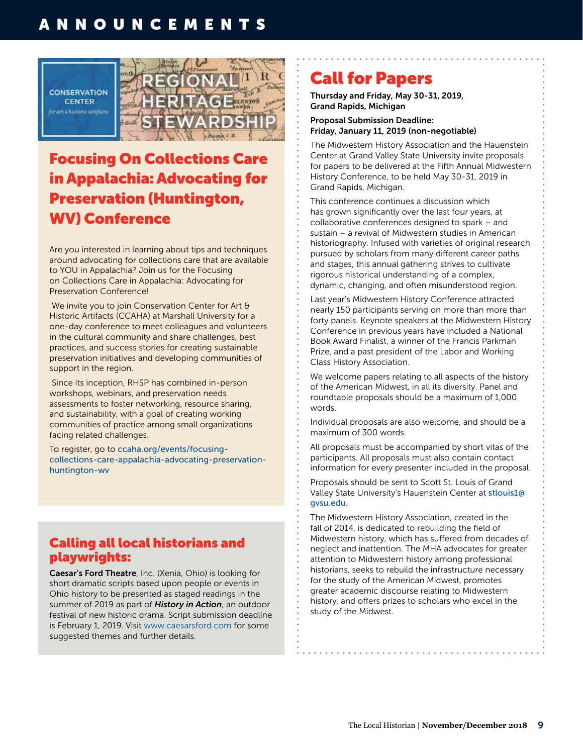# ANNOUNCEMENTS

## Focusing On Collections Care in Appalachia: Advocating for Preservation (Huntington, WV) Conference

Are you interested in learning about tips and techniques around advocating for collections care that are available to YOU in Appalachia? Join us for the Focusing on Collections Care in Appalachia: Advocating for Preservation Conference!

We invite you to join Conservation Center for Art & Historic Artifacts (CCAHA) at Marshall University for a one-day conference to meet colleagues and volunteers in the cultural community and share challenges, best practices, and success stories for creating sustainable preservation initiatives and developing communities of support in the region.

Since its inception, RHSP has combined in-person workshops, webinars, and preservation needs assessments to foster networking, resource sharing, and sustainability, with a goal of creating working communities of practice among small organizations facing related challenges.

To register, go to ccaha.org/events/focusing-collections-care-appalachia-advocating-preservation-huntington-wv

## Calling all local historians and playwrights:

**Caesar's Ford Theatre**, Inc. (Xenia, Ohio) is looking for short dramatic scripts based upon people or events in Ohio history to be presented as staged readings in the summer of 2019 as part of ***History in Action***, an outdoor festival of new historic drama. Script submission deadline is February 1, 2019. Visit www.caesarsford.com for some suggested themes and further details.

## Call for Papers

**Thursday and Friday, May 30-31, 2019, Grand Rapids, Michigan**

**Proposal Submission Deadline: Friday, January 11, 2019 (non-negotiable)**

The Midwestern History Association and the Hauenstein Center at Grand Valley State University invite proposals for papers to be delivered at the Fifth Annual Midwestern History Conference, to be held May 30-31, 2019 in Grand Rapids, Michigan.

This conference continues a discussion which has grown significantly over the last four years, at collaborative conferences designed to spark – and sustain – a revival of Midwestern studies in American historiography. Infused with varieties of original research pursued by scholars from many different career paths and stages, this annual gathering strives to cultivate rigorous historical understanding of a complex, dynamic, changing, and often misunderstood region.

Last year's Midwestern History Conference attracted nearly 150 participants serving on more than more than forty panels. Keynote speakers at the Midwestern History Conference in previous years have included a National Book Award Finalist, a winner of the Francis Parkman Prize, and a past president of the Labor and Working Class History Association.

We welcome papers relating to all aspects of the history of the American Midwest, in all its diversity. Panel and roundtable proposals should be a maximum of 1,000 words.

Individual proposals are also welcome, and should be a maximum of 300 words.

All proposals must be accompanied by short vitas of the participants. All proposals must also contain contact information for every presenter included in the proposal.

Proposals should be sent to Scott St. Louis of Grand Valley State University's Hauenstein Center at stlouis1@gvsu.edu.

The Midwestern History Association, created in the fall of 2014, is dedicated to rebuilding the field of Midwestern history, which has suffered from decades of neglect and inattention. The MHA advocates for greater attention to Midwestern history among professional historians, seeks to rebuild the infrastructure necessary for the study of the American Midwest, promotes greater academic discourse relating to Midwestern history, and offers prizes to scholars who excel in the study of the Midwest.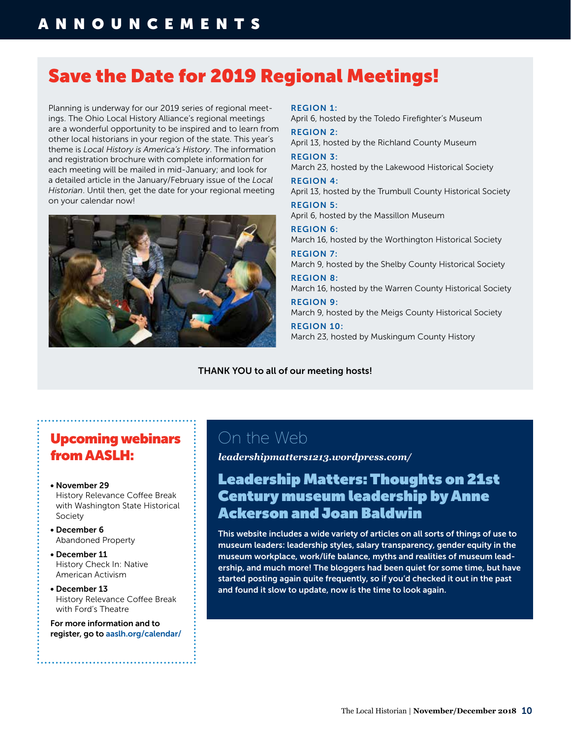# ANNOUNCEMENTS

## Save the Date for 2019 Regional Meetings!

Planning is underway for our 2019 series of regional meetings. The Ohio Local History Alliance's regional meetings are a wonderful opportunity to be inspired and to learn from other local historians in your region of the state. This year's theme is *Local History is America's History*. The information and registration brochure with complete information for each meeting will be mailed in mid-January; and look for a detailed article in the January/February issue of the *Local Historian*. Until then, get the date for your regional meeting on your calendar now!

**REGION 1:**
April 6, hosted by the Toledo Firefighter's Museum

**REGION 2:**
April 13, hosted by the Richland County Museum

**REGION 3:**
March 23, hosted by the Lakewood Historical Society

**REGION 4:**
April 13, hosted by the Trumbull County Historical Society

**REGION 5:**
April 6, hosted by the Massillon Museum

**REGION 6:**
March 16, hosted by the Worthington Historical Society

**REGION 7:**
March 9, hosted by the Shelby County Historical Society

**REGION 8:**
March 16, hosted by the Warren County Historical Society

**REGION 9:**
March 9, hosted by the Meigs County Historical Society

**REGION 10:**
March 23, hosted by Muskingum County History

**THANK YOU to all of our meeting hosts!**

## Upcoming webinars from AASLH:

- **November 29**
  History Relevance Coffee Break with Washington State Historical Society
- **December 6**
  Abandoned Property
- **December 11**
  History Check In: Native American Activism
- **December 13**
  History Relevance Coffee Break with Ford's Theatre

**For more information and to register, go to aaslh.org/calendar/**

## On the Web

***leadershipmatters1213.wordpress.com/***

### Leadership Matters: Thoughts on 21st Century museum leadership by Anne Ackerson and Joan Baldwin

**This website includes a wide variety of articles on all sorts of things of use to museum leaders: leadership styles, salary transparency, gender equity in the museum workplace, work/life balance, myths and realities of museum leadership, and much more! The bloggers had been quiet for some time, but have started posting again quite frequently, so if you'd checked it out in the past and found it slow to update, now is the time to look again.**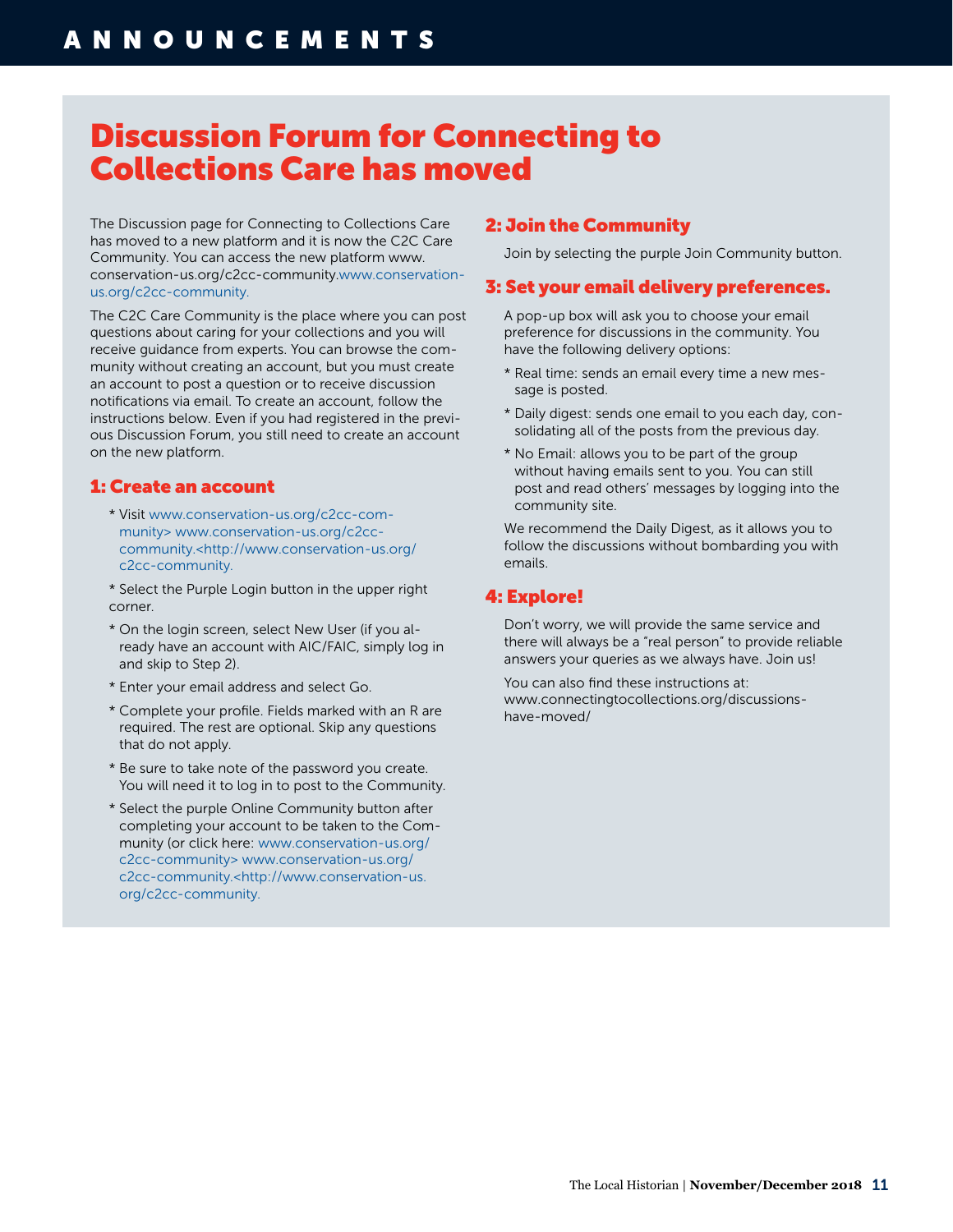# Discussion Forum for Connecting to Collections Care has moved

The Discussion page for Connecting to Collections Care has moved to a new platform and it is now the C2C Care Community. You can access the new platform www.conservation-us.org/c2cc-community.www.conservation-us.org/c2cc-community.

The C2C Care Community is the place where you can post questions about caring for your collections and you will receive guidance from experts. You can browse the community without creating an account, but you must create an account to post a question or to receive discussion notifications via email. To create an account, follow the instructions below. Even if you had registered in the previous Discussion Forum, you still need to create an account on the new platform.

## 1: Create an account

* Visit www.conservation-us.org/c2cc-community> www.conservation-us.org/c2cc-community.<http://www.conservation-us.org/c2cc-community.
* Select the Purple Login button in the upper right corner.
* On the login screen, select New User (if you already have an account with AIC/FAIC, simply log in and skip to Step 2).
* Enter your email address and select Go.
* Complete your profile. Fields marked with an R are required. The rest are optional. Skip any questions that do not apply.
* Be sure to take note of the password you create. You will need it to log in to post to the Community.
* Select the purple Online Community button after completing your account to be taken to the Community (or click here: www.conservation-us.org/c2cc-community> www.conservation-us.org/c2cc-community.<http://www.conservation-us.org/c2cc-community.

## 2: Join the Community

Join by selecting the purple Join Community button.

## 3: Set your email delivery preferences.

A pop-up box will ask you to choose your email preference for discussions in the community. You have the following delivery options:

* Real time: sends an email every time a new message is posted.
* Daily digest: sends one email to you each day, consolidating all of the posts from the previous day.
* No Email: allows you to be part of the group without having emails sent to you. You can still post and read others' messages by logging into the community site.

We recommend the Daily Digest, as it allows you to follow the discussions without bombarding you with emails.

## 4: Explore!

Don't worry, we will provide the same service and there will always be a "real person" to provide reliable answers your queries as we always have. Join us!

You can also find these instructions at: www.connectingtocollections.org/discussions-have-moved/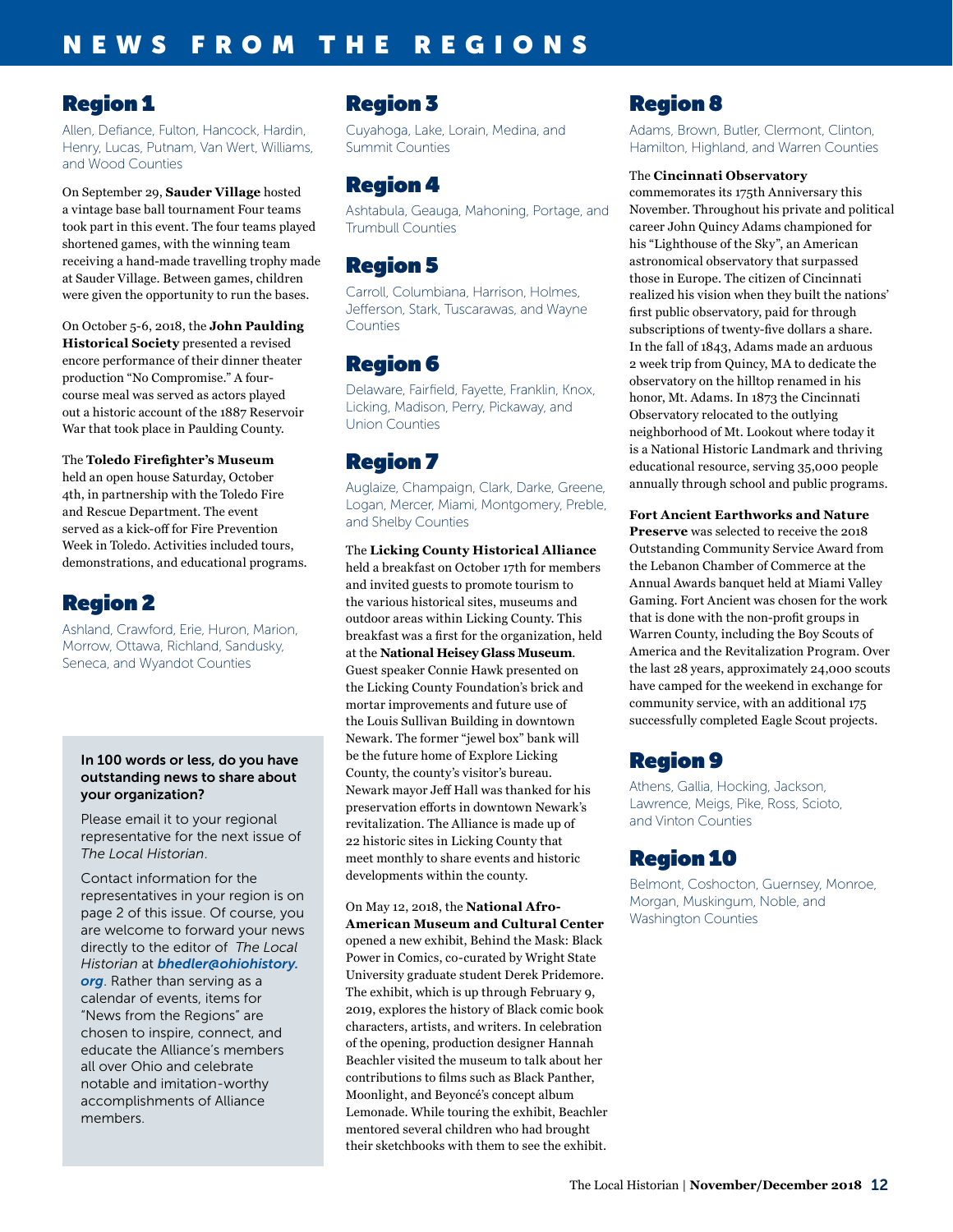# NEWS FROM THE REGIONS

## Region 1

Allen, Defiance, Fulton, Hancock, Hardin, Henry, Lucas, Putnam, Van Wert, Williams, and Wood Counties

On September 29, **Sauder Village** hosted a vintage base ball tournament Four teams took part in this event. The four teams played shortened games, with the winning team receiving a hand-made travelling trophy made at Sauder Village. Between games, children were given the opportunity to run the bases.

On October 5-6, 2018, the **John Paulding Historical Society** presented a revised encore performance of their dinner theater production "No Compromise." A four-course meal was served as actors played out a historic account of the 1887 Reservoir War that took place in Paulding County.

The **Toledo Firefighter's Museum** held an open house Saturday, October 4th, in partnership with the Toledo Fire and Rescue Department. The event served as a kick-off for Fire Prevention Week in Toledo. Activities included tours, demonstrations, and educational programs.

## Region 2

Ashland, Crawford, Erie, Huron, Marion, Morrow, Ottawa, Richland, Sandusky, Seneca, and Wyandot Counties

**In 100 words or less, do you have outstanding news to share about your organization?**

Please email it to your regional representative for the next issue of *The Local Historian*.

Contact information for the representatives in your region is on page 2 of this issue. Of course, you are welcome to forward your news directly to the editor of *The Local Historian* at ***bhedler@ohiohistory.org***. Rather than serving as a calendar of events, items for "News from the Regions" are chosen to inspire, connect, and educate the Alliance's members all over Ohio and celebrate notable and imitation-worthy accomplishments of Alliance members.

## Region 3

Cuyahoga, Lake, Lorain, Medina, and Summit Counties

## Region 4

Ashtabula, Geauga, Mahoning, Portage, and Trumbull Counties

## Region 5

Carroll, Columbiana, Harrison, Holmes, Jefferson, Stark, Tuscarawas, and Wayne Counties

## Region 6

Delaware, Fairfield, Fayette, Franklin, Knox, Licking, Madison, Perry, Pickaway, and Union Counties

## Region 7

Auglaize, Champaign, Clark, Darke, Greene, Logan, Mercer, Miami, Montgomery, Preble, and Shelby Counties

The **Licking County Historical Alliance** held a breakfast on October 17th for members and invited guests to promote tourism to the various historical sites, museums and outdoor areas within Licking County. This breakfast was a first for the organization, held at the **National Heisey Glass Museum**. Guest speaker Connie Hawk presented on the Licking County Foundation's brick and mortar improvements and future use of the Louis Sullivan Building in downtown Newark. The former "jewel box" bank will be the future home of Explore Licking County, the county's visitor's bureau. Newark mayor Jeff Hall was thanked for his preservation efforts in downtown Newark's revitalization. The Alliance is made up of 22 historic sites in Licking County that meet monthly to share events and historic developments within the county.

On May 12, 2018, the **National Afro-American Museum and Cultural Center** opened a new exhibit, Behind the Mask: Black Power in Comics, co-curated by Wright State University graduate student Derek Pridemore. The exhibit, which is up through February 9, 2019, explores the history of Black comic book characters, artists, and writers. In celebration of the opening, production designer Hannah Beachler visited the museum to talk about her contributions to films such as Black Panther, Moonlight, and Beyoncé's concept album Lemonade. While touring the exhibit, Beachler mentored several children who had brought their sketchbooks with them to see the exhibit.

## Region 8

Adams, Brown, Butler, Clermont, Clinton, Hamilton, Highland, and Warren Counties

The **Cincinnati Observatory** commemorates its 175th Anniversary this November. Throughout his private and political career John Quincy Adams championed for his "Lighthouse of the Sky", an American astronomical observatory that surpassed those in Europe. The citizen of Cincinnati realized his vision when they built the nations' first public observatory, paid for through subscriptions of twenty-five dollars a share. In the fall of 1843, Adams made an arduous 2 week trip from Quincy, MA to dedicate the observatory on the hilltop renamed in his honor, Mt. Adams. In 1873 the Cincinnati Observatory relocated to the outlying neighborhood of Mt. Lookout where today it is a National Historic Landmark and thriving educational resource, serving 35,000 people annually through school and public programs.

**Fort Ancient Earthworks and Nature Preserve** was selected to receive the 2018 Outstanding Community Service Award from the Lebanon Chamber of Commerce at the Annual Awards banquet held at Miami Valley Gaming. Fort Ancient was chosen for the work that is done with the non-profit groups in Warren County, including the Boy Scouts of America and the Revitalization Program. Over the last 28 years, approximately 24,000 scouts have camped for the weekend in exchange for community service, with an additional 175 successfully completed Eagle Scout projects.

## Region 9

Athens, Gallia, Hocking, Jackson, Lawrence, Meigs, Pike, Ross, Scioto, and Vinton Counties

## Region 10

Belmont, Coshocton, Guernsey, Monroe, Morgan, Muskingum, Noble, and Washington Counties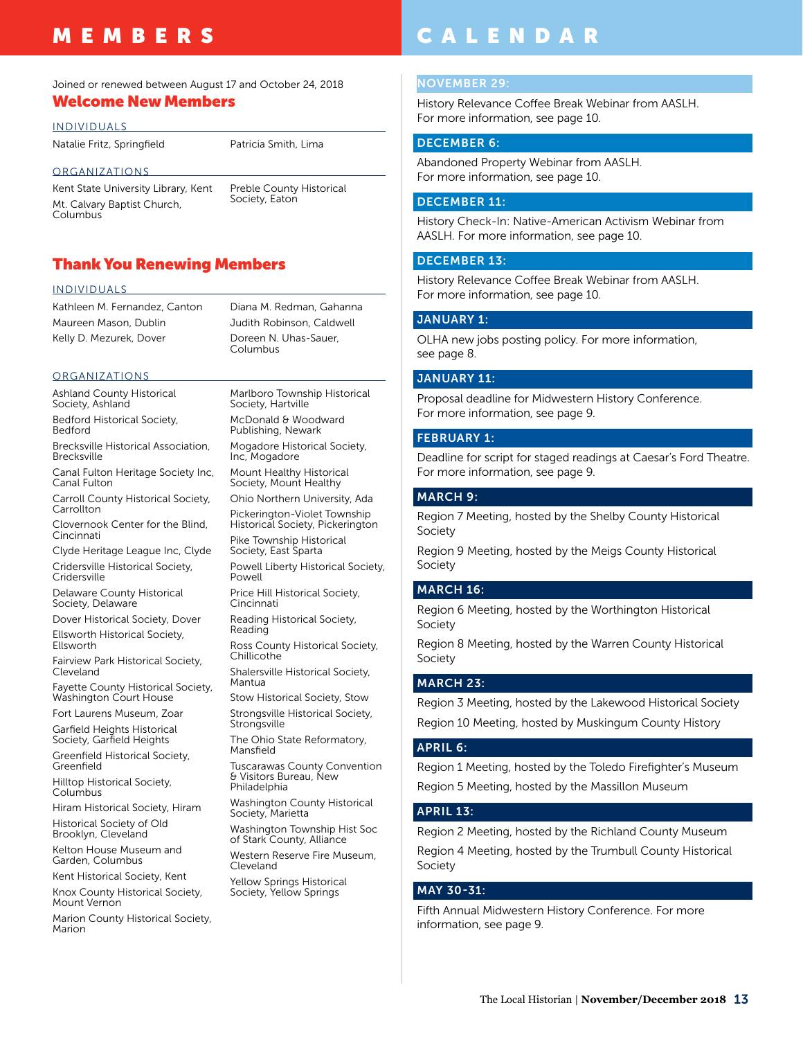# MEMBERS

Joined or renewed between August 17 and October 24, 2018

## Welcome New Members

### INDIVIDUALS

Natalie Fritz, Springfield

Patricia Smith, Lima

### ORGANIZATIONS

Kent State University Library, Kent

Mt. Calvary Baptist Church, Columbus

Preble County Historical Society, Eaton

## Thank You Renewing Members

### INDIVIDUALS

Kathleen M. Fernandez, Canton

Maureen Mason, Dublin

Kelly D. Mezurek, Dover

Diana M. Redman, Gahanna

Judith Robinson, Caldwell

Doreen N. Uhas-Sauer, Columbus

### ORGANIZATIONS

Ashland County Historical Society, Ashland

Bedford Historical Society, Bedford

Brecksville Historical Association, Brecksville

Canal Fulton Heritage Society Inc, Canal Fulton

Carroll County Historical Society, Carrollton

Clovernook Center for the Blind, Cincinnati

Clyde Heritage League Inc, Clyde

Cridersville Historical Society, Cridersville

Delaware County Historical Society, Delaware

Dover Historical Society, Dover

Ellsworth Historical Society, Ellsworth

Fairview Park Historical Society, Cleveland

Fayette County Historical Society, Washington Court House

Fort Laurens Museum, Zoar

Garfield Heights Historical Society, Garfield Heights

Greenfield Historical Society, Greenfield

Hilltop Historical Society, Columbus

Hiram Historical Society, Hiram

Historical Society of Old Brooklyn, Cleveland

Kelton House Museum and Garden, Columbus

Kent Historical Society, Kent

Knox County Historical Society, Mount Vernon

Marion County Historical Society, Marion

Marlboro Township Historical Society, Hartville

McDonald & Woodward Publishing, Newark

Mogadore Historical Society, Inc, Mogadore

Mount Healthy Historical Society, Mount Healthy

Ohio Northern University, Ada

Pickerington-Violet Township Historical Society, Pickerington

Pike Township Historical Society, East Sparta

Powell Liberty Historical Society, Powell

Price Hill Historical Society, Cincinnati

Reading Historical Society, Reading

Ross County Historical Society, Chillicothe

Shalersville Historical Society, Mantua

Stow Historical Society, Stow

Strongsville Historical Society, Strongsville

The Ohio State Reformatory, Mansfield

Tuscarawas County Convention & Visitors Bureau, New Philadelphia

Washington County Historical Society, Marietta

Washington Township Hist Soc of Stark County, Alliance

Western Reserve Fire Museum, Cleveland

Yellow Springs Historical Society, Yellow Springs

# CALENDAR

### NOVEMBER 29:

History Relevance Coffee Break Webinar from AASLH. For more information, see page 10.

### DECEMBER 6:

Abandoned Property Webinar from AASLH. For more information, see page 10.

### DECEMBER 11:

History Check-In: Native-American Activism Webinar from AASLH. For more information, see page 10.

### DECEMBER 13:

History Relevance Coffee Break Webinar from AASLH. For more information, see page 10.

### JANUARY 1:

OLHA new jobs posting policy. For more information, see page 8.

### JANUARY 11:

Proposal deadline for Midwestern History Conference. For more information, see page 9.

### FEBRUARY 1:

Deadline for script for staged readings at Caesar's Ford Theatre. For more information, see page 9.

### MARCH 9:

Region 7 Meeting, hosted by the Shelby County Historical Society

Region 9 Meeting, hosted by the Meigs County Historical Society

### MARCH 16:

Region 6 Meeting, hosted by the Worthington Historical Society

Region 8 Meeting, hosted by the Warren County Historical Society

### MARCH 23:

Region 3 Meeting, hosted by the Lakewood Historical Society

Region 10 Meeting, hosted by Muskingum County History

### APRIL 6:

Region 1 Meeting, hosted by the Toledo Firefighter's Museum

Region 5 Meeting, hosted by the Massillon Museum

### APRIL 13:

Region 2 Meeting, hosted by the Richland County Museum

Region 4 Meeting, hosted by the Trumbull County Historical Society

### MAY 30-31:

Fifth Annual Midwestern History Conference. For more information, see page 9.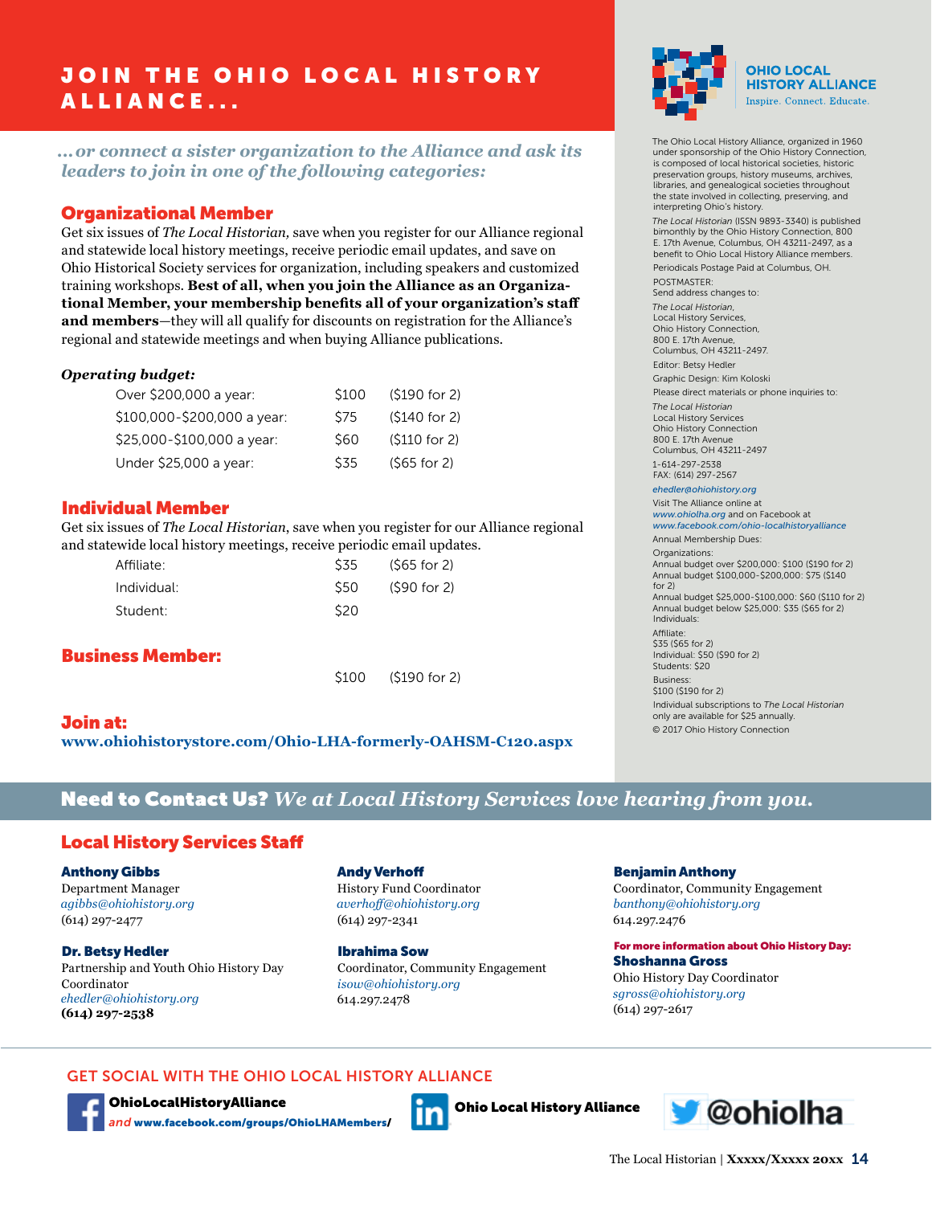# JOIN THE OHIO LOCAL HISTORY ALLIANCE...

*...or connect a sister organization to the Alliance and ask its leaders to join in one of the following categories:*

## Organizational Member

Get six issues of *The Local Historian,* save when you register for our Alliance regional and statewide local history meetings, receive periodic email updates, and save on Ohio Historical Society services for organization, including speakers and customized training workshops. **Best of all, when you join the Alliance as an Organizational Member, your membership benefits all of your organization's staff and members**—they will all qualify for discounts on registration for the Alliance's regional and statewide meetings and when buying Alliance publications.

***Operating budget:***

| | | |
|---|---|---|
| Over $200,000 a year: | $100 | ($190 for 2) |
| $100,000-$200,000 a year: | $75 | ($140 for 2) |
| $25,000-$100,000 a year: | $60 | ($110 for 2) |
| Under $25,000 a year: | $35 | ($65 for 2) |

## Individual Member

Get six issues of *The Local Historian*, save when you register for our Alliance regional and statewide local history meetings, receive periodic email updates.

| | | |
|---|---|---|
| Affiliate: | $35 | ($65 for 2) |
| Individual: | $50 | ($90 for 2) |
| Student: | $20 | |

## Business Member:

$100 ($190 for 2)

## Join at:

**www.ohiohistorystore.com/Ohio-LHA-formerly-OAHSM-C120.aspx**

---

**OHIO LOCAL HISTORY ALLIANCE**
Inspire. Connect. Educate.

The Ohio Local History Alliance, organized in 1960 under sponsorship of the Ohio History Connection, is composed of local historical societies, historic preservation groups, history museums, archives, libraries, and genealogical societies throughout the state involved in collecting, preserving, and interpreting Ohio's history.

*The Local Historian* (ISSN 9893-3340) is published bimonthly by the Ohio History Connection, 800 E. 17th Avenue, Columbus, OH 43211-2497, as a benefit to Ohio Local History Alliance members.

Periodicals Postage Paid at Columbus, OH.

POSTMASTER:
Send address changes to:

*The Local Historian*,
Local History Services,
Ohio History Connection,
800 E. 17th Avenue,
Columbus, OH 43211-2497.

Editor: Betsy Hedler

Graphic Design: Kim Koloski

Please direct materials or phone inquiries to:

*The Local Historian*
Local History Services
Ohio History Connection
800 E. 17th Avenue
Columbus, OH 43211-2497

1-614-297-2538
FAX: (614) 297-2567

*ehedler@ohiohistory.org*

Visit The Alliance online at *www.ohiolha.org* and on Facebook at *www.facebook.com/ohio-localhistoryalliance*

Annual Membership Dues:

Organizations:
Annual budget over $200,000: $100 ($190 for 2)
Annual budget $100,000-$200,000: $75 ($140 for 2)
Annual budget $25,000-$100,000: $60 ($110 for 2)
Annual budget below $25,000: $35 ($65 for 2)
Individuals:

Affiliate:
$35 ($65 for 2)
Individual: $50 ($90 for 2)
Students: $20

Business:
$100 ($190 for 2)

Individual subscriptions to *The Local Historian* only are available for $25 annually.

© 2017 Ohio History Connection

---

## Need to Contact Us? *We at Local History Services love hearing from you.*

### Local History Services Staff

**Anthony Gibbs**
Department Manager
*agibbs@ohiohistory.org*
(614) 297-2477

**Dr. Betsy Hedler**
Partnership and Youth Ohio History Day Coordinator
*ehedler@ohiohistory.org*
**(614) 297-2538**

**Andy Verhoff**
History Fund Coordinator
*averhoff@ohiohistory.org*
(614) 297-2341

**Ibrahima Sow**
Coordinator, Community Engagement
*isow@ohiohistory.org*
614.297.2478

**Benjamin Anthony**
Coordinator, Community Engagement
*banthony@ohiohistory.org*
614.297.2476

**For more information about Ohio History Day:**
**Shoshanna Gross**
Ohio History Day Coordinator
*sgross@ohiohistory.org*
(614) 297-2617

## GET SOCIAL WITH THE OHIO LOCAL HISTORY ALLIANCE

**OhioLocalHistoryAlliance**
*and* **www.facebook.com/groups/OhioLHAMembers/**

**Ohio Local History Alliance**

**@ohiolha**